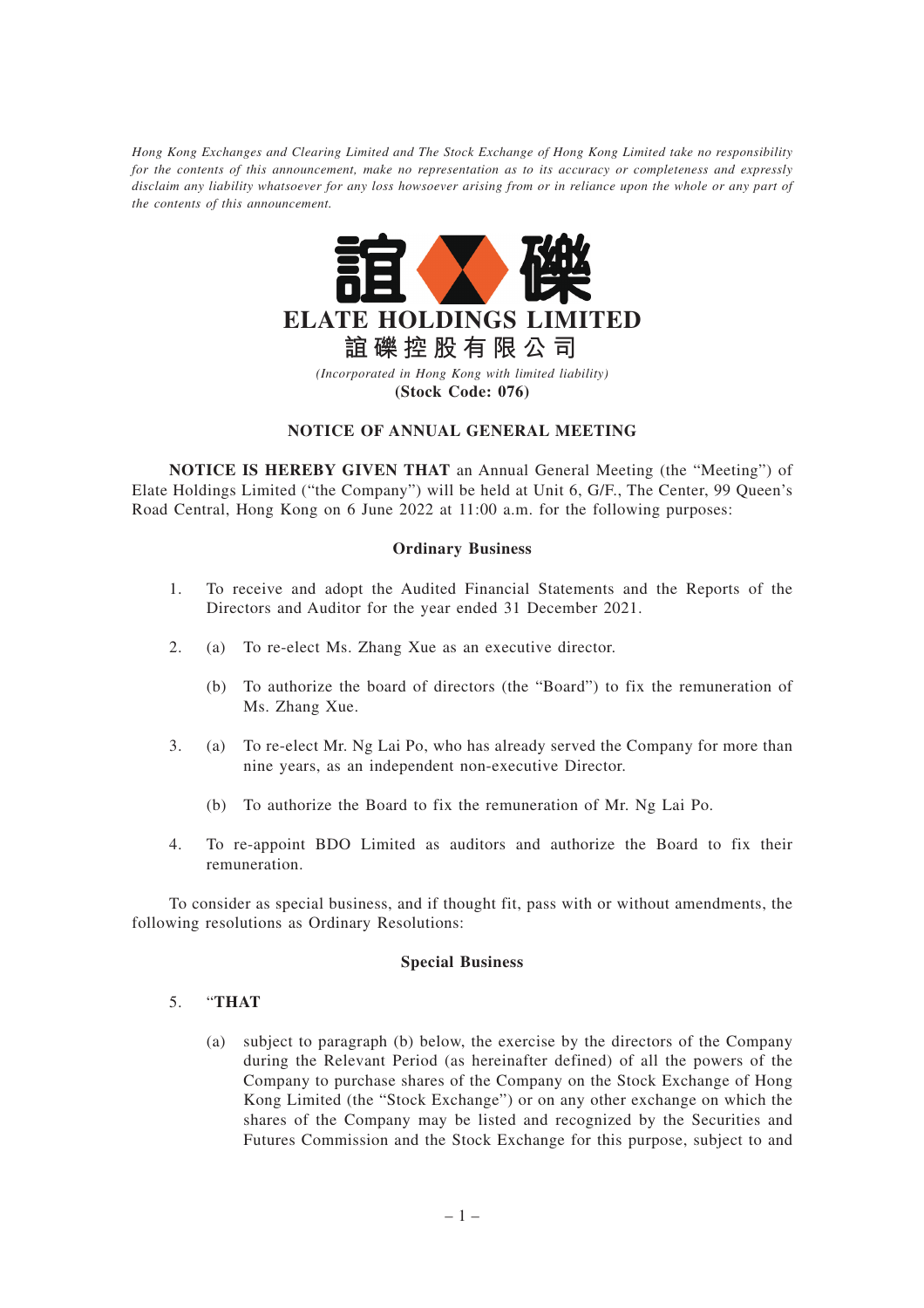*Hong Kong Exchanges and Clearing Limited and The Stock Exchange of Hong Kong Limited take no responsibility for the contents of this announcement, make no representation as to its accuracy or completeness and expressly disclaim any liability whatsoever for any loss howsoever arising from or in reliance upon the whole or any part of the contents of this announcement.*

# ELATE HOLDINGS LIMITED

# 誼礫控股有限公司

*(Incorporated in Hong Kong with limited liability)*

**(Stock Code: 076)**

## NOTICE OF ANNUAL GENERAL MEETING

**NOTICE IS HEREBY GIVEN THAT** an Annual General Meeting (the "Meeting") of Elate Holdings Limited ("the Company") will be held at Unit 6, G/F., The Center, 99 Queen's Road Central, Hong Kong on 6 June 2022 at 11:00 a.m. for the following purposes:

### Ordinary Business

1. To receive and adopt the Audited Financial Statements and the Reports of the Directors and Auditor for the year ended 31 December 2021.

2. (a) To re-elect Ms. Zhang Xue as an executive director.

   (b) To authorize the board of directors (the "Board") to fix the remuneration of Ms. Zhang Xue.

3. (a) To re-elect Mr. Ng Lai Po, who has already served the Company for more than nine years, as an independent non-executive Director.

   (b) To authorize the Board to fix the remuneration of Mr. Ng Lai Po.

4. To re-appoint BDO Limited as auditors and authorize the Board to fix their remuneration.

To consider as special business, and if thought fit, pass with or without amendments, the following resolutions as Ordinary Resolutions:

### Special Business

5. "**THAT**

   (a) subject to paragraph (b) below, the exercise by the directors of the Company during the Relevant Period (as hereinafter defined) of all the powers of the Company to purchase shares of the Company on the Stock Exchange of Hong Kong Limited (the "Stock Exchange") or on any other exchange on which the shares of the Company may be listed and recognized by the Securities and Futures Commission and the Stock Exchange for this purpose, subject to and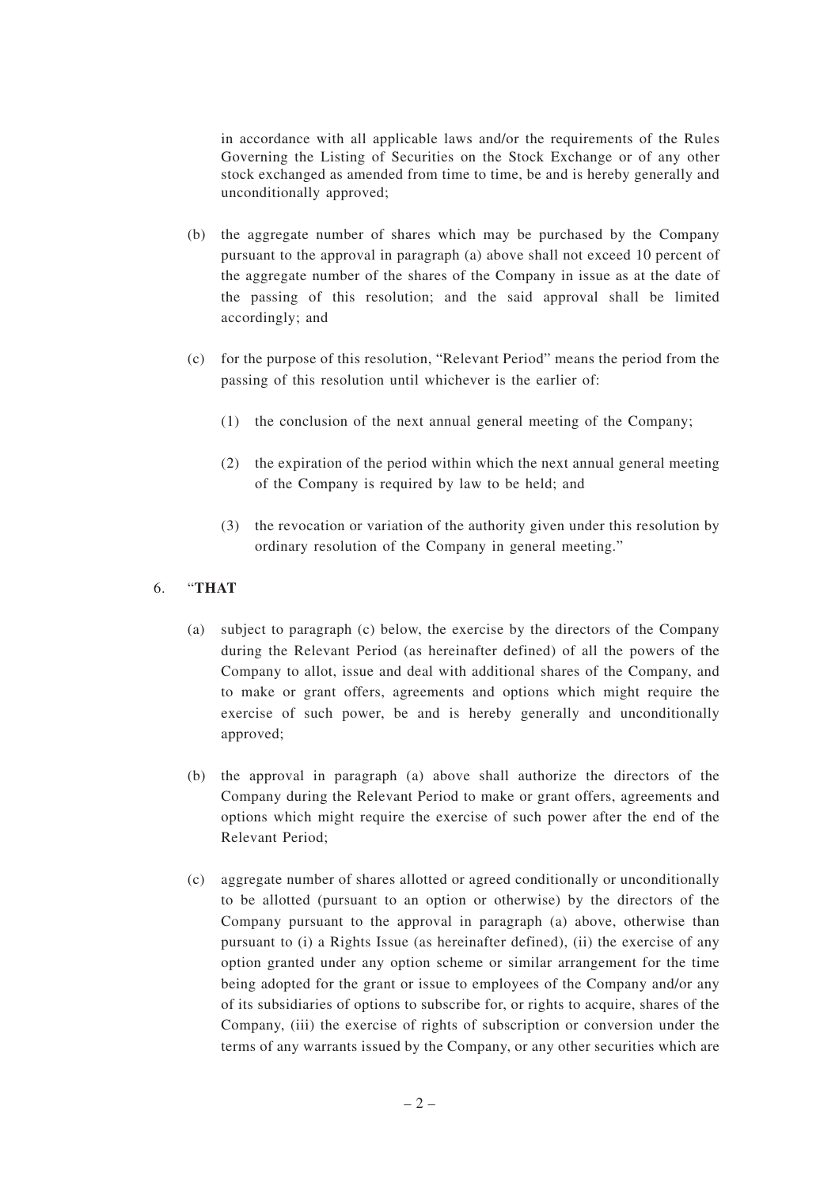in accordance with all applicable laws and/or the requirements of the Rules Governing the Listing of Securities on the Stock Exchange or of any other stock exchanged as amended from time to time, be and is hereby generally and unconditionally approved;

(b) the aggregate number of shares which may be purchased by the Company pursuant to the approval in paragraph (a) above shall not exceed 10 percent of the aggregate number of the shares of the Company in issue as at the date of the passing of this resolution; and the said approval shall be limited accordingly; and

(c) for the purpose of this resolution, "Relevant Period" means the period from the passing of this resolution until whichever is the earlier of:

(1) the conclusion of the next annual general meeting of the Company;

(2) the expiration of the period within which the next annual general meeting of the Company is required by law to be held; and

(3) the revocation or variation of the authority given under this resolution by ordinary resolution of the Company in general meeting."

6. "**THAT**

(a) subject to paragraph (c) below, the exercise by the directors of the Company during the Relevant Period (as hereinafter defined) of all the powers of the Company to allot, issue and deal with additional shares of the Company, and to make or grant offers, agreements and options which might require the exercise of such power, be and is hereby generally and unconditionally approved;

(b) the approval in paragraph (a) above shall authorize the directors of the Company during the Relevant Period to make or grant offers, agreements and options which might require the exercise of such power after the end of the Relevant Period;

(c) aggregate number of shares allotted or agreed conditionally or unconditionally to be allotted (pursuant to an option or otherwise) by the directors of the Company pursuant to the approval in paragraph (a) above, otherwise than pursuant to (i) a Rights Issue (as hereinafter defined), (ii) the exercise of any option granted under any option scheme or similar arrangement for the time being adopted for the grant or issue to employees of the Company and/or any of its subsidiaries of options to subscribe for, or rights to acquire, shares of the Company, (iii) the exercise of rights of subscription or conversion under the terms of any warrants issued by the Company, or any other securities which are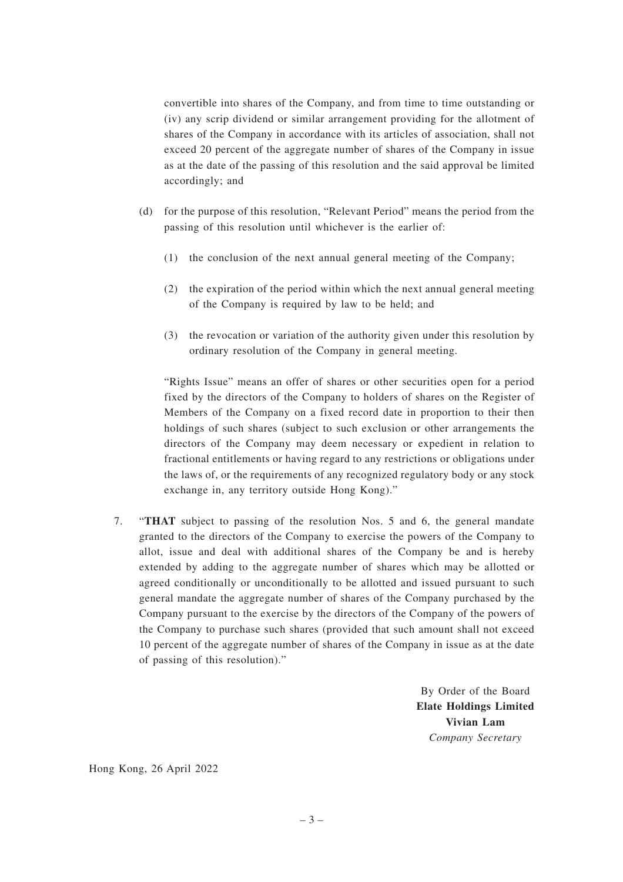convertible into shares of the Company, and from time to time outstanding or (iv) any scrip dividend or similar arrangement providing for the allotment of shares of the Company in accordance with its articles of association, shall not exceed 20 percent of the aggregate number of shares of the Company in issue as at the date of the passing of this resolution and the said approval be limited accordingly; and

(d) for the purpose of this resolution, "Relevant Period" means the period from the passing of this resolution until whichever is the earlier of:

(1) the conclusion of the next annual general meeting of the Company;

(2) the expiration of the period within which the next annual general meeting of the Company is required by law to be held; and

(3) the revocation or variation of the authority given under this resolution by ordinary resolution of the Company in general meeting.

"Rights Issue" means an offer of shares or other securities open for a period fixed by the directors of the Company to holders of shares on the Register of Members of the Company on a fixed record date in proportion to their then holdings of such shares (subject to such exclusion or other arrangements the directors of the Company may deem necessary or expedient in relation to fractional entitlements or having regard to any restrictions or obligations under the laws of, or the requirements of any recognized regulatory body or any stock exchange in, any territory outside Hong Kong)."

7. "**THAT** subject to passing of the resolution Nos. 5 and 6, the general mandate granted to the directors of the Company to exercise the powers of the Company to allot, issue and deal with additional shares of the Company be and is hereby extended by adding to the aggregate number of shares which may be allotted or agreed conditionally or unconditionally to be allotted and issued pursuant to such general mandate the aggregate number of shares of the Company purchased by the Company pursuant to the exercise by the directors of the Company of the powers of the Company to purchase such shares (provided that such amount shall not exceed 10 percent of the aggregate number of shares of the Company in issue as at the date of passing of this resolution)."

By Order of the Board
**Elate Holdings Limited**
**Vivian Lam**
*Company Secretary*

Hong Kong, 26 April 2022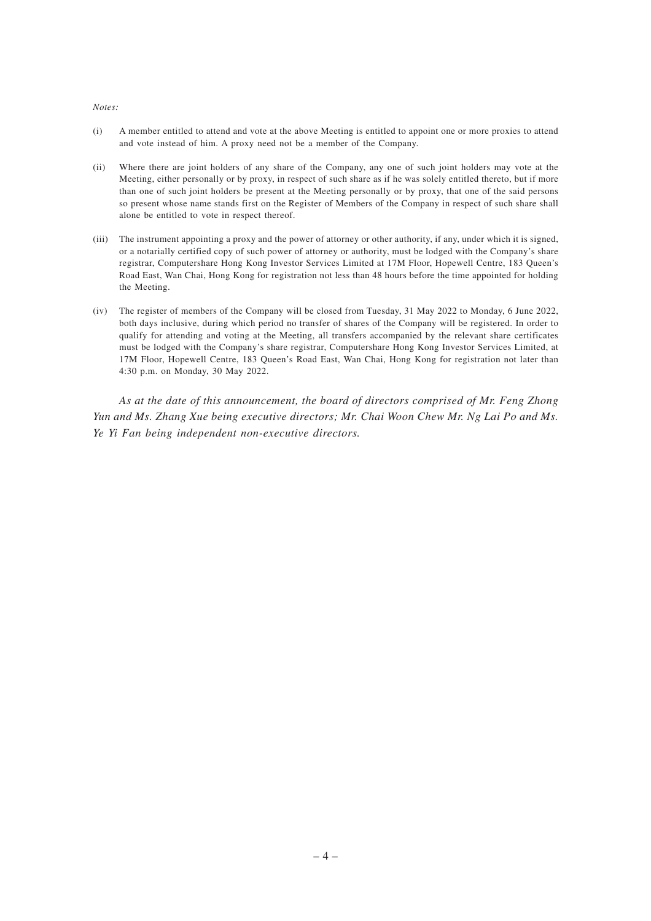*Notes:*

(i) A member entitled to attend and vote at the above Meeting is entitled to appoint one or more proxies to attend and vote instead of him. A proxy need not be a member of the Company.

(ii) Where there are joint holders of any share of the Company, any one of such joint holders may vote at the Meeting, either personally or by proxy, in respect of such share as if he was solely entitled thereto, but if more than one of such joint holders be present at the Meeting personally or by proxy, that one of the said persons so present whose name stands first on the Register of Members of the Company in respect of such share shall alone be entitled to vote in respect thereof.

(iii) The instrument appointing a proxy and the power of attorney or other authority, if any, under which it is signed, or a notarially certified copy of such power of attorney or authority, must be lodged with the Company's share registrar, Computershare Hong Kong Investor Services Limited at 17M Floor, Hopewell Centre, 183 Queen's Road East, Wan Chai, Hong Kong for registration not less than 48 hours before the time appointed for holding the Meeting.

(iv) The register of members of the Company will be closed from Tuesday, 31 May 2022 to Monday, 6 June 2022, both days inclusive, during which period no transfer of shares of the Company will be registered. In order to qualify for attending and voting at the Meeting, all transfers accompanied by the relevant share certificates must be lodged with the Company's share registrar, Computershare Hong Kong Investor Services Limited, at 17M Floor, Hopewell Centre, 183 Queen's Road East, Wan Chai, Hong Kong for registration not later than 4:30 p.m. on Monday, 30 May 2022.

*As at the date of this announcement, the board of directors comprised of Mr. Feng Zhong Yun and Ms. Zhang Xue being executive directors; Mr. Chai Woon Chew Mr. Ng Lai Po and Ms. Ye Yi Fan being independent non-executive directors.*